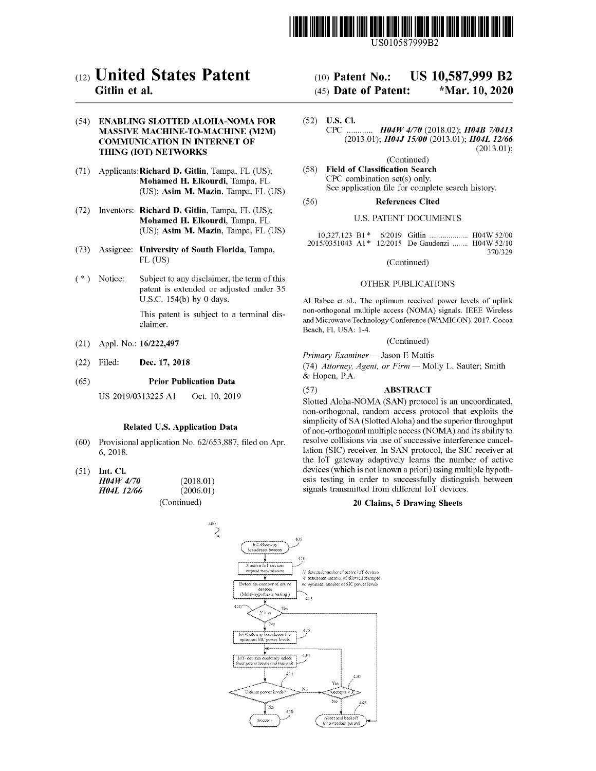US010587999B2

# (12) United States Patent
**Gitlin et al.**

(10) **Patent No.: US 10,587,999 B2**

(45) **Date of Patent: \*Mar. 10, 2020**

(54) **ENABLING SLOTTED ALOHA-NOMA FOR MASSIVE MACHINE-TO-MACHINE (M2M) COMMUNICATION IN INTERNET OF THING (IOT) NETWORKS**

(71) Applicants: **Richard D. Gitlin**, Tampa, FL (US); **Mohamed H. Elkourdi**, Tampa, FL (US); **Asim M. Mazin**, Tampa, FL (US)

(72) Inventors: **Richard D. Gitlin**, Tampa, FL (US); **Mohamed H. Elkourdi**, Tampa, FL (US); **Asim M. Mazin**, Tampa, FL (US)

(73) Assignee: **University of South Florida**, Tampa, FL (US)

( * ) Notice: Subject to any disclaimer, the term of this patent is extended or adjusted under 35 U.S.C. 154(b) by 0 days.

This patent is subject to a terminal disclaimer.

(21) Appl. No.: **16/222,497**

(22) Filed: **Dec. 17, 2018**

(65) **Prior Publication Data**

US 2019/0313225 A1 Oct. 10, 2019

**Related U.S. Application Data**

(60) Provisional application No. 62/653,887, filed on Apr. 6, 2018.

(51) **Int. Cl.**

*H04W 4/70* (2018.01)
*H04L 12/66* (2006.01)

(Continued)

(52) **U.S. Cl.**

CPC ............ ***H04W 4/70*** (2018.02); ***H04B 7/0413*** (2013.01); ***H04J 15/00*** (2013.01); ***H04L 12/66*** (2013.01);

(Continued)

(58) **Field of Classification Search**

CPC combination set(s) only.
See application file for complete search history.

(56) **References Cited**

U.S. PATENT DOCUMENTS

| | | | |
|---|---|---|---|
| 10,327,123 B1 \* | 6/2019 | Gitlin | H04W 52/00 |
| 2015/0351043 A1 \* | 12/2015 | De Gaudenzi | H04W 52/10 370/329 |

(Continued)

OTHER PUBLICATIONS

Al Rabee et al., The optimum received power levels of uplink non-orthogonal multiple access (NOMA) signals. IEEE Wireless and Microwave Technology Conference (WAMICON). 2017. Cocoa Beach, Fl, USA: 1-4.

(Continued)

*Primary Examiner* — Jason E Mattis

(74) *Attorney, Agent, or Firm* — Molly L. Sauter; Smith & Hopen, P.A.

(57) **ABSTRACT**

Slotted Aloha-NOMA (SAN) protocol is an uncoordinated, non-orthogonal, random access protocol that exploits the simplicity of SA (Slotted Aloha) and the superior throughput of non-orthogonal multiple access (NOMA) and its ability to resolve collisions via use of successive interference cancellation (SIC) receiver. In SAN protocol, the SIC receiver at the IoT gateway adaptively learns the number of active devices (which is not known a priori) using multiple hypothesis testing in order to successfully distinguish between signals transmitted from different IoT devices.

**20 Claims, 5 Drawing Sheets**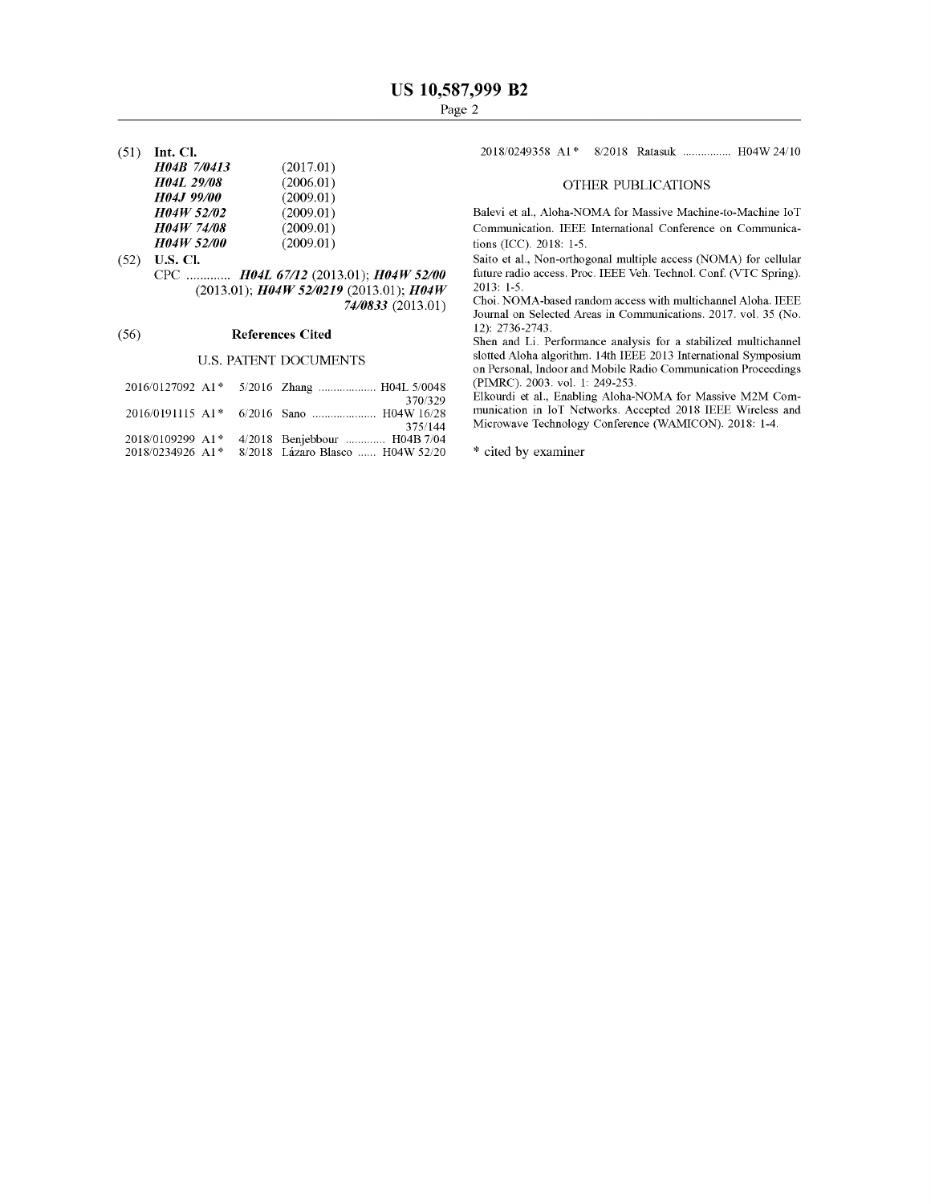(51) **Int. Cl.**

| | |
|---|---|
| ***H04B 7/0413*** | (2017.01) |
| ***H04L 29/08*** | (2006.01) |
| ***H04J 99/00*** | (2009.01) |
| ***H04W 52/02*** | (2009.01) |
| ***H04W 74/08*** | (2009.01) |
| ***H04W 52/00*** | (2009.01) |

(52) **U.S. Cl.**

CPC ............. ***H04L 67/12*** (2013.01); ***H04W 52/00*** (2013.01); ***H04W 52/0219*** (2013.01); ***H04W 74/0833*** (2013.01)

(56) **References Cited**

U.S. PATENT DOCUMENTS

| | | | |
|---|---|---|---|
| 2016/0127092 A1* | 5/2016 | Zhang | H04L 5/0048 370/329 |
| 2016/0191115 A1* | 6/2016 | Sano | H04W 16/28 375/144 |
| 2018/0109299 A1* | 4/2018 | Benjebbour | H04B 7/04 |
| 2018/0234926 A1* | 8/2018 | Lázaro Blasco | H04W 52/20 |
| 2018/0249358 A1* | 8/2018 | Ratasuk | H04W 24/10 |

OTHER PUBLICATIONS

Balevi et al., Aloha-NOMA for Massive Machine-to-Machine IoT Communication. IEEE International Conference on Communications (ICC). 2018: 1-5.

Saito et al., Non-orthogonal multiple access (NOMA) for cellular future radio access. Proc. IEEE Veh. Technol. Conf. (VTC Spring). 2013: 1-5.

Choi. NOMA-based random access with multichannel Aloha. IEEE Journal on Selected Areas in Communications. 2017. vol. 35 (No. 12): 2736-2743.

Shen and Li. Performance analysis for a stabilized multichannel slotted Aloha algorithm. 14th IEEE 2013 International Symposium on Personal, Indoor and Mobile Radio Communication Proceedings (PIMRC). 2003. vol. 1: 249-253.

Elkourdi et al., Enabling Aloha-NOMA for Massive M2M Communication in IoT Networks. Accepted 2018 IEEE Wireless and Microwave Technology Conference (WAMICON). 2018: 1-4.

\* cited by examiner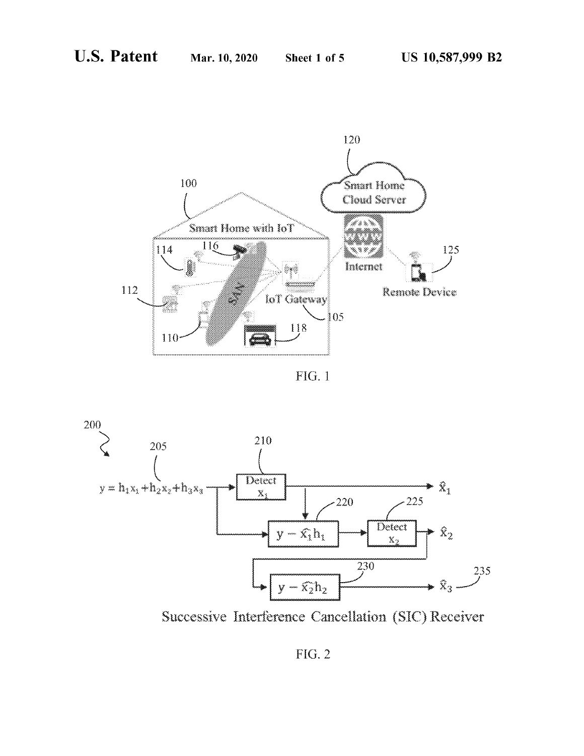FIG. 1

FIG. 2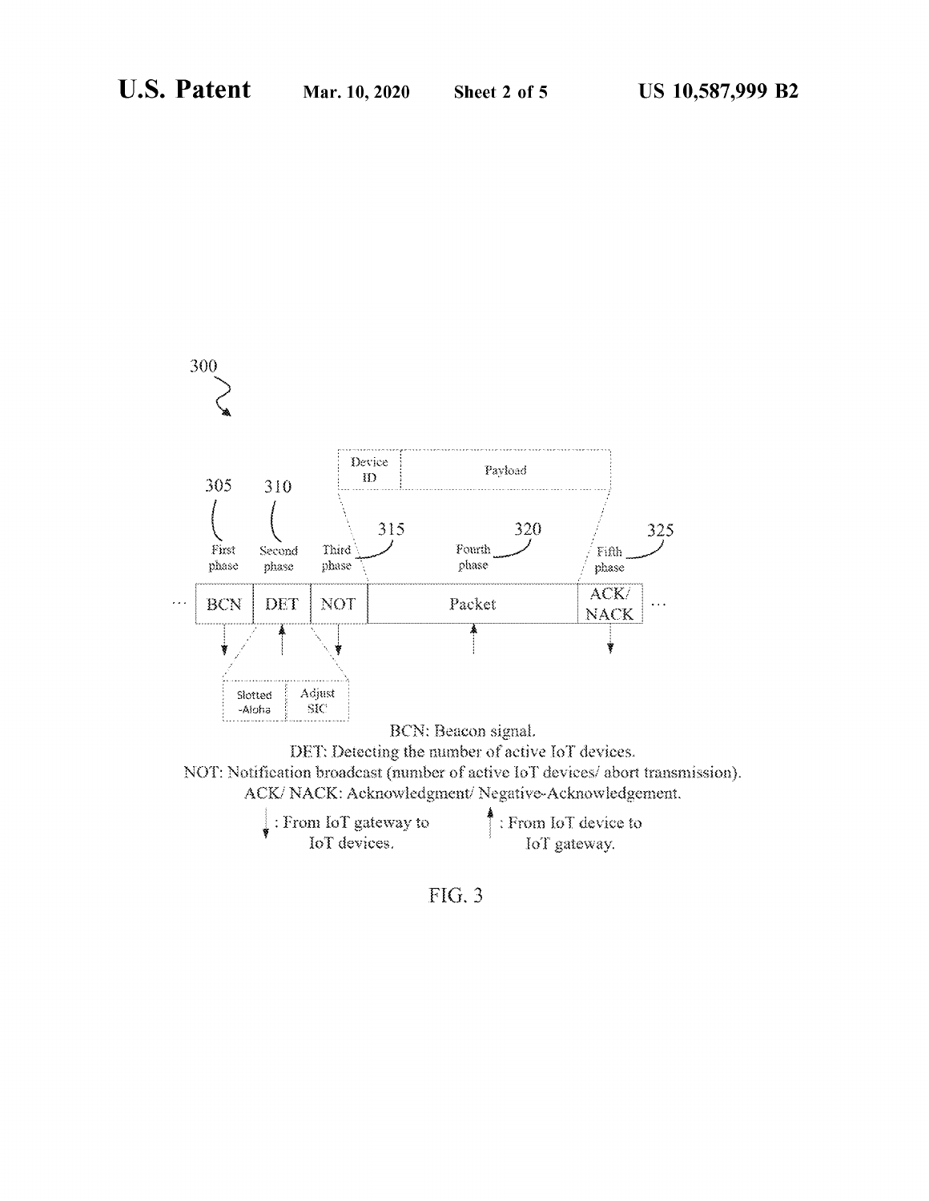300

305 First phase

310 Second phase

315 Third phase

320 Fourth phase

325 Fifth phase

| ... | BCN | DET | NOT | Packet | ACK/ NACK | ... |
|---|---|---|---|---|---|---|

Device ID | Payload

Slotted -Aloha | Adjust SIC

BCN: Beacon signal.

DET: Detecting the number of active IoT devices.

NOT: Notification broadcast (number of active IoT devices/ abort transmission).

ACK/ NACK: Acknowledgment/ Negative-Acknowledgement.

↓ : From IoT gateway to IoT devices.

↑ : From IoT device to IoT gateway.

FIG. 3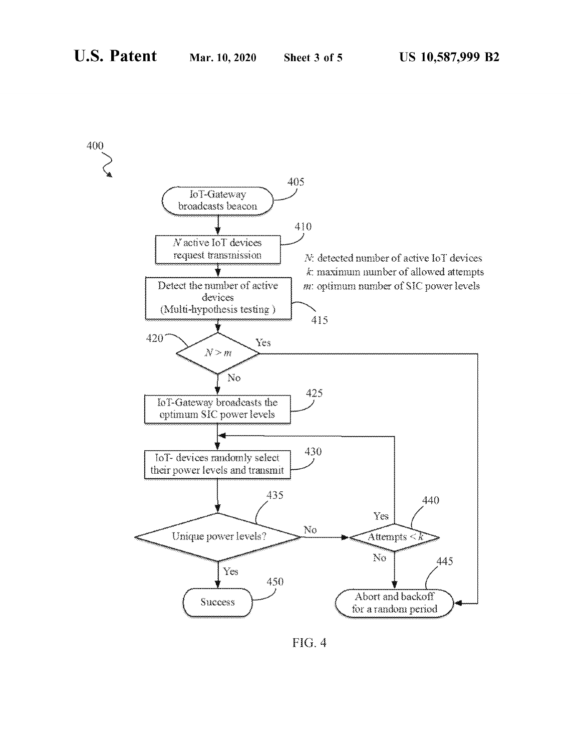400

405 IoT-Gateway broadcasts beacon

410 $N$ active IoT devices request transmission

415 Detect the number of active devices (Multi-hypothesis testing )

$N$: detected number of active IoT devices
$k$: maximum number of allowed attempts
$m$: optimum number of SIC power levels

420 $N > m$ — Yes / No

425 IoT-Gateway broadcasts the optimum SIC power levels

430 IoT- devices randomly select their power levels and transmit

435 Unique power levels? — Yes / No

440 Attempts $< k$ — Yes / No

445 Abort and backoff for a random period

450 Success

FIG. 4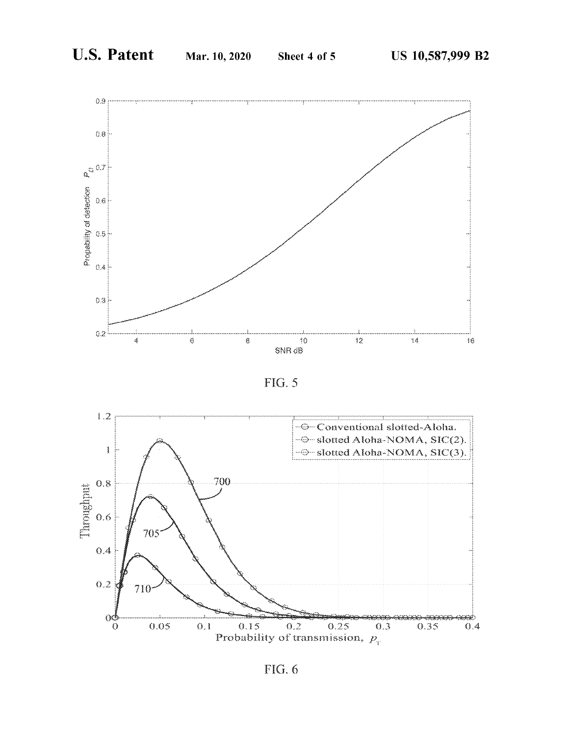FIG. 5

FIG. 6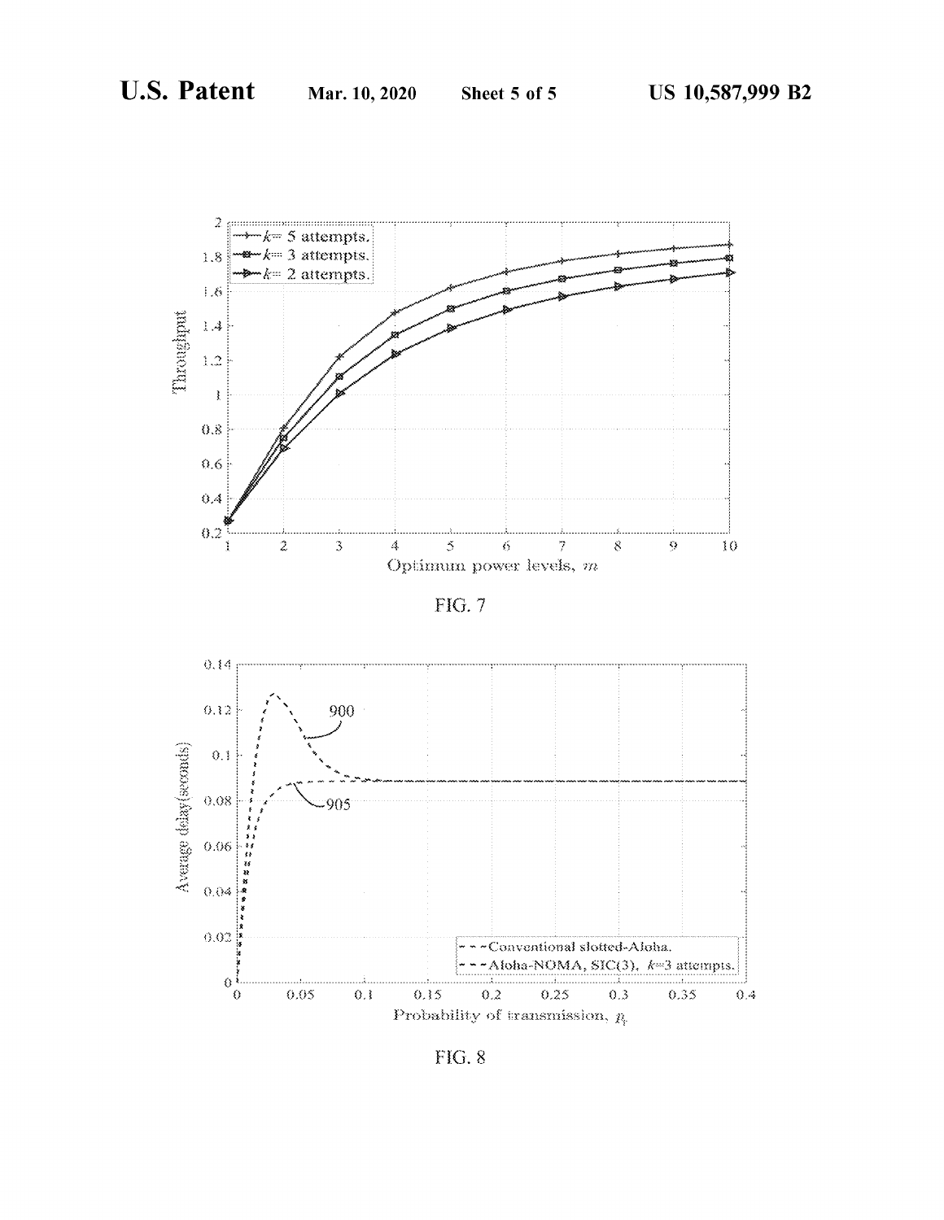FIG. 7

FIG. 8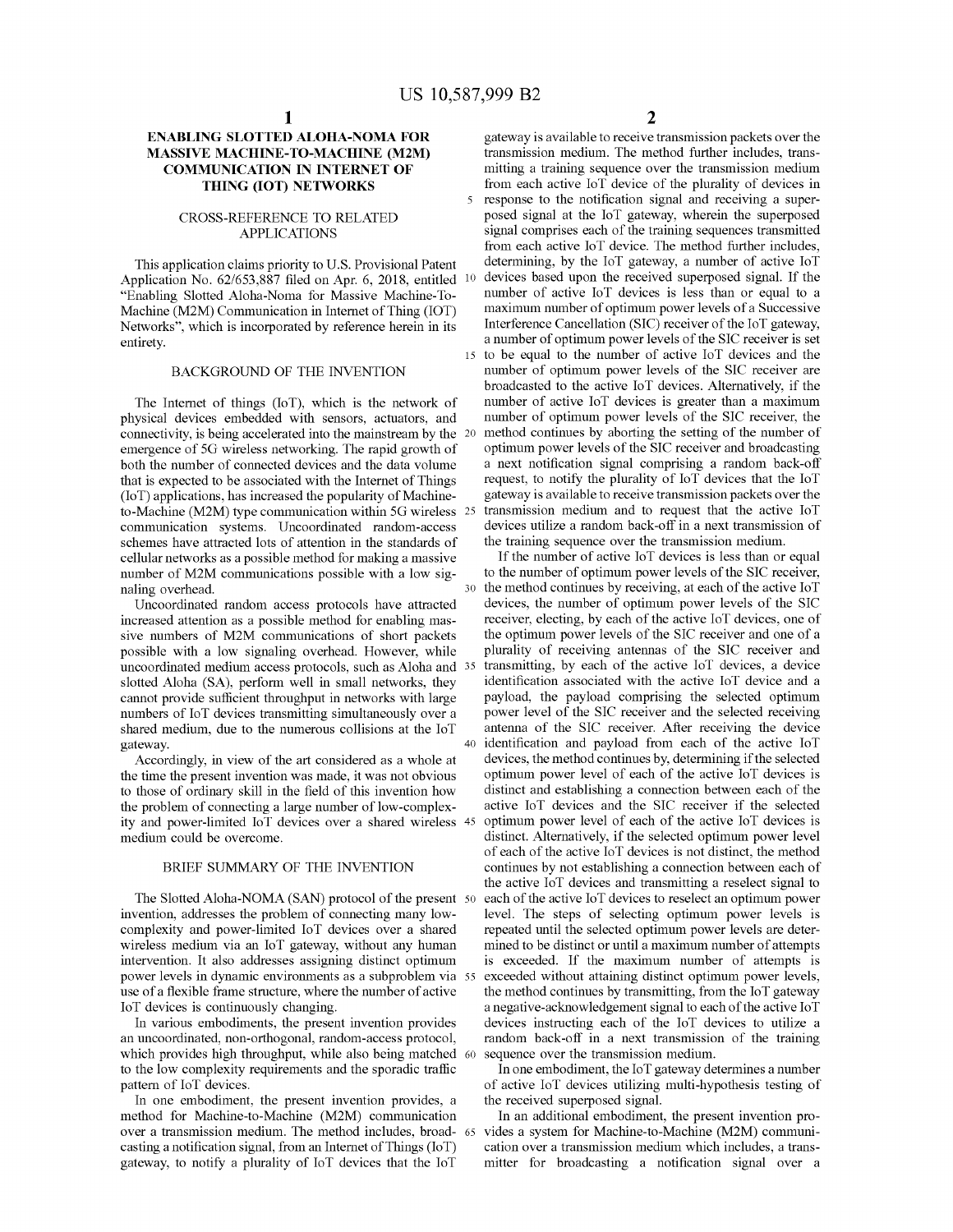# ENABLING SLOTTED ALOHA-NOMA FOR MASSIVE MACHINE-TO-MACHINE (M2M) COMMUNICATION IN INTERNET OF THING (IOT) NETWORKS

## CROSS-REFERENCE TO RELATED APPLICATIONS

This application claims priority to U.S. Provisional Patent Application No. 62/653,887 filed on Apr. 6, 2018, entitled "Enabling Slotted Aloha-Noma for Massive Machine-To-Machine (M2M) Communication in Internet of Thing (IOT) Networks", which is incorporated by reference herein in its entirety.

## BACKGROUND OF THE INVENTION

The Internet of things (IoT), which is the network of physical devices embedded with sensors, actuators, and connectivity, is being accelerated into the mainstream by the emergence of 5G wireless networking. The rapid growth of both the number of connected devices and the data volume that is expected to be associated with the Internet of Things (IoT) applications, has increased the popularity of Machine-to-Machine (M2M) type communication within 5G wireless communication systems. Uncoordinated random-access schemes have attracted lots of attention in the standards of cellular networks as a possible method for making a massive number of M2M communications possible with a low signaling overhead.

Uncoordinated random access protocols have attracted increased attention as a possible method for enabling massive numbers of M2M communications of short packets possible with a low signaling overhead. However, while uncoordinated medium access protocols, such as Aloha and slotted Aloha (SA), perform well in small networks, they cannot provide sufficient throughput in networks with large numbers of IoT devices transmitting simultaneously over a shared medium, due to the numerous collisions at the IoT gateway.

Accordingly, in view of the art considered as a whole at the time the present invention was made, it was not obvious to those of ordinary skill in the field of this invention how the problem of connecting a large number of low-complexity and power-limited IoT devices over a shared wireless medium could be overcome.

## BRIEF SUMMARY OF THE INVENTION

The Slotted Aloha-NOMA (SAN) protocol of the present invention, addresses the problem of connecting many low-complexity and power-limited IoT devices over a shared wireless medium via an IoT gateway, without any human intervention. It also addresses assigning distinct optimum power levels in dynamic environments as a subproblem via use of a flexible frame structure, where the number of active IoT devices is continuously changing.

In various embodiments, the present invention provides an uncoordinated, non-orthogonal, random-access protocol, which provides high throughput, while also being matched to the low complexity requirements and the sporadic traffic pattern of IoT devices.

In one embodiment, the present invention provides, a method for Machine-to-Machine (M2M) communication over a transmission medium. The method includes, broadcasting a notification signal, from an Internet of Things (IoT) gateway, to notify a plurality of IoT devices that the IoT gateway is available to receive transmission packets over the transmission medium. The method further includes, transmitting a training sequence over the transmission medium from each active IoT device of the plurality of devices in response to the notification signal and receiving a superposed signal at the IoT gateway, wherein the superposed signal comprises each of the training sequences transmitted from each active IoT device. The method further includes, determining, by the IoT gateway, a number of active IoT devices based upon the received superposed signal. If the number of active IoT devices is less than or equal to a maximum number of optimum power levels of a Successive Interference Cancellation (SIC) receiver of the IoT gateway, a number of optimum power levels of the SIC receiver is set to be equal to the number of active IoT devices and the number of optimum power levels of the SIC receiver are broadcasted to the active IoT devices. Alternatively, if the number of active IoT devices is greater than a maximum number of optimum power levels of the SIC receiver, the method continues by aborting the setting of the number of optimum power levels of the SIC receiver and broadcasting a next notification signal comprising a random back-off request, to notify the plurality of IoT devices that the IoT gateway is available to receive transmission packets over the transmission medium and to request that the active IoT devices utilize a random back-off in a next transmission of the training sequence over the transmission medium.

If the number of active IoT devices is less than or equal to the number of optimum power levels of the SIC receiver, the method continues by receiving, at each of the active IoT devices, the number of optimum power levels of the SIC receiver, electing, by each of the active IoT devices, one of the optimum power levels of the SIC receiver and one of a plurality of receiving antennas of the SIC receiver and transmitting, by each of the active IoT devices, a device identification associated with the active IoT device and a payload, the payload comprising the selected optimum power level of the SIC receiver and the selected receiving antenna of the SIC receiver. After receiving the device identification and payload from each of the active IoT devices, the method continues by, determining if the selected optimum power level of each of the active IoT devices is distinct and establishing a connection between each of the active IoT devices and the SIC receiver if the selected optimum power level of each of the active IoT devices is distinct. Alternatively, if the selected optimum power level of each of the active IoT devices is not distinct, the method continues by not establishing a connection between each of the active IoT devices and transmitting a reselect signal to each of the active IoT devices to reselect an optimum power level. The steps of selecting optimum power levels is repeated until the selected optimum power levels are determined to be distinct or until a maximum number of attempts is exceeded. If the maximum number of attempts is exceeded without attaining distinct optimum power levels, the method continues by transmitting, from the IoT gateway a negative-acknowledgement signal to each of the active IoT devices instructing each of the IoT devices to utilize a random back-off in a next transmission of the training sequence over the transmission medium.

In one embodiment, the IoT gateway determines a number of active IoT devices utilizing multi-hypothesis testing of the received superposed signal.

In an additional embodiment, the present invention provides a system for Machine-to-Machine (M2M) communication over a transmission medium which includes, a transmitter for broadcasting a notification signal over a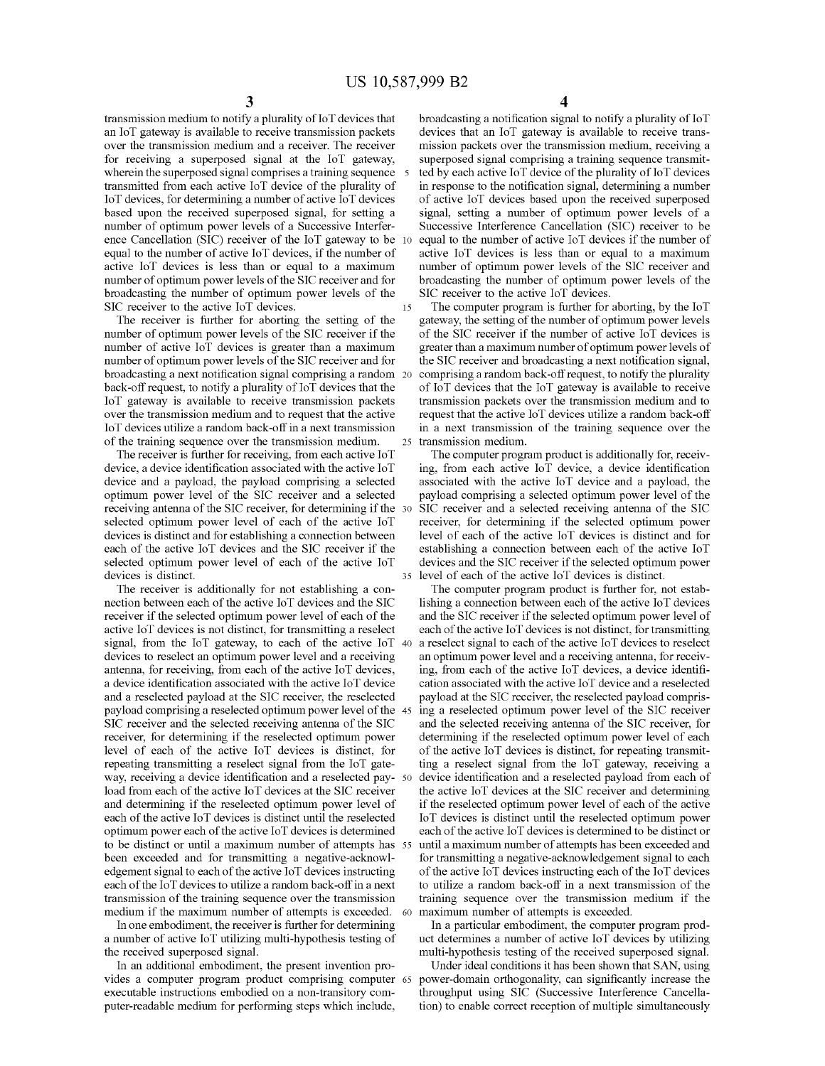transmission medium to notify a plurality of IoT devices that an IoT gateway is available to receive transmission packets over the transmission medium and a receiver. The receiver for receiving a superposed signal at the IoT gateway, wherein the superposed signal comprises a training sequence transmitted from each active IoT device of the plurality of IoT devices, for determining a number of active IoT devices based upon the received superposed signal, for setting a number of optimum power levels of a Successive Interference Cancellation (SIC) receiver of the IoT gateway to be equal to the number of active IoT devices, if the number of active IoT devices is less than or equal to a maximum number of optimum power levels of the SIC receiver and for broadcasting the number of optimum power levels of the SIC receiver to the active IoT devices.

The receiver is further for aborting the setting of the number of optimum power levels of the SIC receiver if the number of active IoT devices is greater than a maximum number of optimum power levels of the SIC receiver and for broadcasting a next notification signal comprising a random back-off request, to notify a plurality of IoT devices that the IoT gateway is available to receive transmission packets over the transmission medium and to request that the active IoT devices utilize a random back-off in a next transmission of the training sequence over the transmission medium.

The receiver is further for receiving, from each active IoT device, a device identification associated with the active IoT device and a payload, the payload comprising a selected optimum power level of the SIC receiver and a selected receiving antenna of the SIC receiver, for determining if the selected optimum power level of each of the active IoT devices is distinct and for establishing a connection between each of the active IoT devices and the SIC receiver if the selected optimum power level of each of the active IoT devices is distinct.

The receiver is additionally for not establishing a connection between each of the active IoT devices and the SIC receiver if the selected optimum power level of each of the active IoT devices is not distinct, for transmitting a reselect signal, from the IoT gateway, to each of the active IoT devices to reselect an optimum power level and a receiving antenna, for receiving, from each of the active IoT devices, a device identification associated with the active IoT device and a reselected payload at the SIC receiver, the reselected payload comprising a reselected optimum power level of the SIC receiver and the selected receiving antenna of the SIC receiver, for determining if the reselected optimum power level of each of the active IoT devices is distinct, for repeating transmitting a reselect signal from the IoT gateway, receiving a device identification and a reselected payload from each of the active IoT devices at the SIC receiver and determining if the reselected optimum power level of each of the active IoT devices is distinct until the reselected optimum power each of the active IoT devices is determined to be distinct or until a maximum number of attempts has been exceeded and for transmitting a negative-acknowledgement signal to each of the active IoT devices instructing each of the IoT devices to utilize a random back-off in a next transmission of the training sequence over the transmission medium if the maximum number of attempts is exceeded.

In one embodiment, the receiver is further for determining a number of active IoT utilizing multi-hypothesis testing of the received superposed signal.

In an additional embodiment, the present invention provides a computer program product comprising computer executable instructions embodied on a non-transitory computer-readable medium for performing steps which include, broadcasting a notification signal to notify a plurality of IoT devices that an IoT gateway is available to receive transmission packets over the transmission medium, receiving a superposed signal comprising a training sequence transmitted by each active IoT device of the plurality of IoT devices in response to the notification signal, determining a number of active IoT devices based upon the received superposed signal, setting a number of optimum power levels of a Successive Interference Cancellation (SIC) receiver to be equal to the number of active IoT devices if the number of active IoT devices is less than or equal to a maximum number of optimum power levels of the SIC receiver and broadcasting the number of optimum power levels of the SIC receiver to the active IoT devices.

The computer program is further for aborting, by the IoT gateway, the setting of the number of optimum power levels of the SIC receiver if the number of active IoT devices is greater than a maximum number of optimum power levels of the SIC receiver and broadcasting a next notification signal, comprising a random back-off request, to notify the plurality of IoT devices that the IoT gateway is available to receive transmission packets over the transmission medium and to request that the active IoT devices utilize a random back-off in a next transmission of the training sequence over the transmission medium.

The computer program product is additionally for, receiving, from each active IoT device, a device identification associated with the active IoT device and a payload, the payload comprising a selected optimum power level of the SIC receiver and a selected receiving antenna of the SIC receiver, for determining if the selected optimum power level of each of the active IoT devices is distinct and for establishing a connection between each of the active IoT devices and the SIC receiver if the selected optimum power level of each of the active IoT devices is distinct.

The computer program product is further for, not establishing a connection between each of the active IoT devices and the SIC receiver if the selected optimum power level of each of the active IoT devices is not distinct, for transmitting a reselect signal to each of the active IoT devices to reselect an optimum power level and a receiving antenna, for receiving, from each of the active IoT devices, a device identification associated with the active IoT device and a reselected payload at the SIC receiver, the reselected payload comprising a reselected optimum power level of the SIC receiver and the selected receiving antenna of the SIC receiver, for determining if the reselected optimum power level of each of the active IoT devices is distinct, for repeating transmitting a reselect signal from the IoT gateway, receiving a device identification and a reselected payload from each of the active IoT devices at the SIC receiver and determining if the reselected optimum power level of each of the active IoT devices is distinct until the reselected optimum power each of the active IoT devices is determined to be distinct or until a maximum number of attempts has been exceeded and for transmitting a negative-acknowledgement signal to each of the active IoT devices instructing each of the IoT devices to utilize a random back-off in a next transmission of the training sequence over the transmission medium if the maximum number of attempts is exceeded.

In a particular embodiment, the computer program product determines a number of active IoT devices by utilizing multi-hypothesis testing of the received superposed signal.

Under ideal conditions it has been shown that SAN, using power-domain orthogonality, can significantly increase the throughput using SIC (Successive Interference Cancellation) to enable correct reception of multiple simultaneously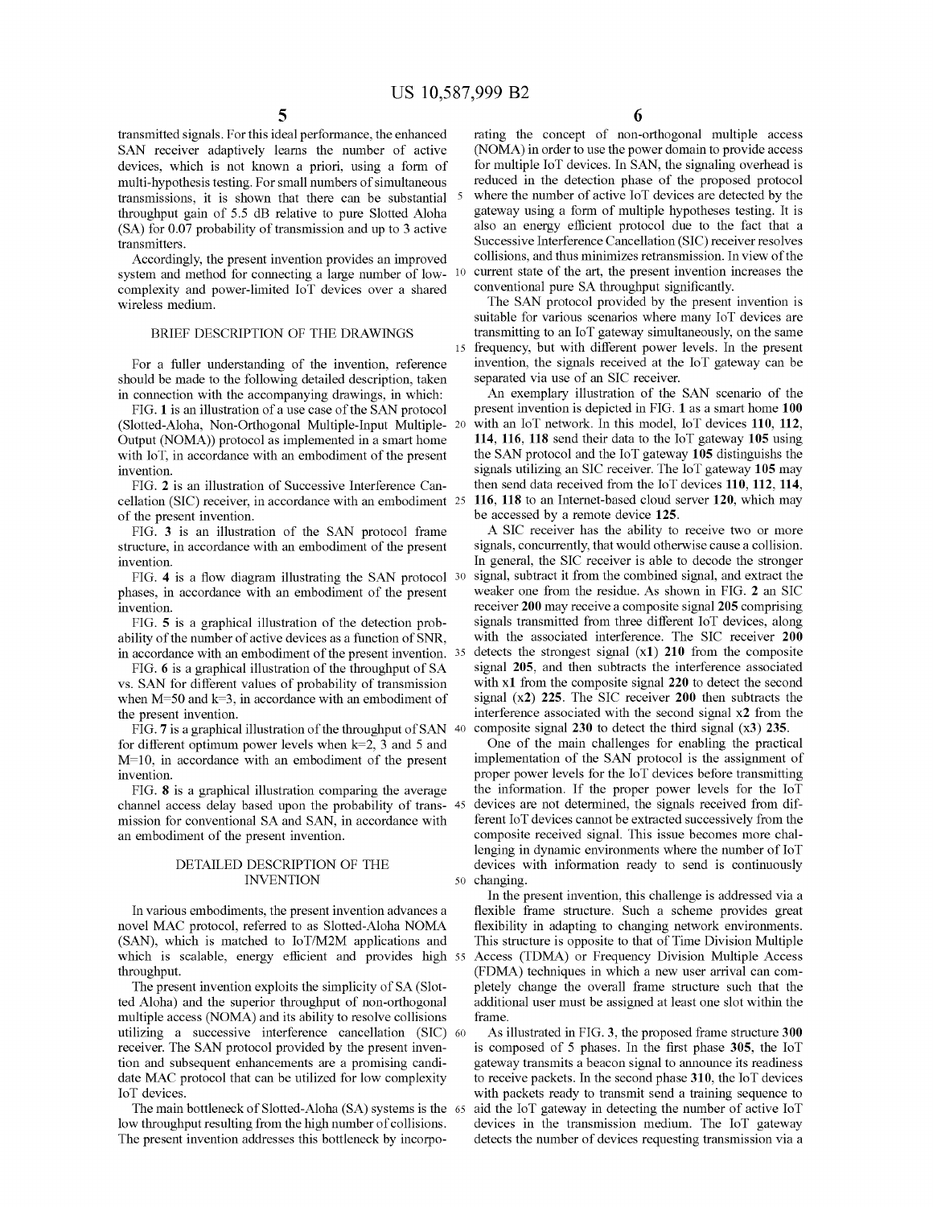transmitted signals. For this ideal performance, the enhanced SAN receiver adaptively learns the number of active devices, which is not known a priori, using a form of multi-hypothesis testing. For small numbers of simultaneous transmissions, it is shown that there can be substantial throughput gain of 5.5 dB relative to pure Slotted Aloha (SA) for 0.07 probability of transmission and up to 3 active transmitters.

Accordingly, the present invention provides an improved system and method for connecting a large number of low-complexity and power-limited IoT devices over a shared wireless medium.

## BRIEF DESCRIPTION OF THE DRAWINGS

For a fuller understanding of the invention, reference should be made to the following detailed description, taken in connection with the accompanying drawings, in which:

FIG. **1** is an illustration of a use case of the SAN protocol (Slotted-Aloha, Non-Orthogonal Multiple-Input Multiple-Output (NOMA)) protocol as implemented in a smart home with IoT, in accordance with an embodiment of the present invention.

FIG. **2** is an illustration of Successive Interference Cancellation (SIC) receiver, in accordance with an embodiment of the present invention.

FIG. **3** is an illustration of the SAN protocol frame structure, in accordance with an embodiment of the present invention.

FIG. **4** is a flow diagram illustrating the SAN protocol phases, in accordance with an embodiment of the present invention.

FIG. **5** is a graphical illustration of the detection probability of the number of active devices as a function of SNR, in accordance with an embodiment of the present invention.

FIG. **6** is a graphical illustration of the throughput of SA vs. SAN for different values of probability of transmission when M=50 and k=3, in accordance with an embodiment of the present invention.

FIG. **7** is a graphical illustration of the throughput of SAN for different optimum power levels when k=2, 3 and 5 and M=10, in accordance with an embodiment of the present invention.

FIG. **8** is a graphical illustration comparing the average channel access delay based upon the probability of transmission for conventional SA and SAN, in accordance with an embodiment of the present invention.

## DETAILED DESCRIPTION OF THE INVENTION

In various embodiments, the present invention advances a novel MAC protocol, referred to as Slotted-Aloha NOMA (SAN), which is matched to IoT/M2M applications and which is scalable, energy efficient and provides high throughput.

The present invention exploits the simplicity of SA (Slotted Aloha) and the superior throughput of non-orthogonal multiple access (NOMA) and its ability to resolve collisions utilizing a successive interference cancellation (SIC) receiver. The SAN protocol provided by the present invention and subsequent enhancements are a promising candidate MAC protocol that can be utilized for low complexity IoT devices.

The main bottleneck of Slotted-Aloha (SA) systems is the low throughput resulting from the high number of collisions. The present invention addresses this bottleneck by incorporating the concept of non-orthogonal multiple access (NOMA) in order to use the power domain to provide access for multiple IoT devices. In SAN, the signaling overhead is reduced in the detection phase of the proposed protocol where the number of active IoT devices are detected by the gateway using a form of multiple hypotheses testing. It is also an energy efficient protocol due to the fact that a Successive Interference Cancellation (SIC) receiver resolves collisions, and thus minimizes retransmission. In view of the current state of the art, the present invention increases the conventional pure SA throughput significantly.

The SAN protocol provided by the present invention is suitable for various scenarios where many IoT devices are transmitting to an IoT gateway simultaneously, on the same frequency, but with different power levels. In the present invention, the signals received at the IoT gateway can be separated via use of an SIC receiver.

An exemplary illustration of the SAN scenario of the present invention is depicted in FIG. **1** as a smart home **100** with an IoT network. In this model, IoT devices **110**, **112**, **114**, **116**, **118** send their data to the IoT gateway **105** using the SAN protocol and the IoT gateway **105** distinguishes the signals utilizing an SIC receiver. The IoT gateway **105** may then send data received from the IoT devices **110**, **112**, **114**, **116**, **118** to an Internet-based cloud server **120**, which may be accessed by a remote device **125**.

A SIC receiver has the ability to receive two or more signals, concurrently, that would otherwise cause a collision. In general, the SIC receiver is able to decode the stronger signal, subtract it from the combined signal, and extract the weaker one from the residue. As shown in FIG. **2** an SIC receiver **200** may receive a composite signal **205** comprising signals transmitted from three different IoT devices, along with the associated interference. The SIC receiver **200** detects the strongest signal (x**1**) **210** from the composite signal **205**, and then subtracts the interference associated with x**1** from the composite signal **220** to detect the second signal (x**2**) **225**. The SIC receiver **200** then subtracts the interference associated with the second signal x**2** from the composite signal **230** to detect the third signal (x**3**) **235**.

One of the main challenges for enabling the practical implementation of the SAN protocol is the assignment of proper power levels for the IoT devices before transmitting the information. If the proper power levels for the IoT devices are not determined, the signals received from different IoT devices cannot be extracted successively from the composite received signal. This issue becomes more challenging in dynamic environments where the number of IoT devices with information ready to send is continuously changing.

In the present invention, this challenge is addressed via a flexible frame structure. Such a scheme provides great flexibility in adapting to changing network environments. This structure is opposite to that of Time Division Multiple Access (TDMA) or Frequency Division Multiple Access (FDMA) techniques in which a new user arrival can completely change the overall frame structure such that the additional user must be assigned at least one slot within the frame.

As illustrated in FIG. **3**, the proposed frame structure **300** is composed of 5 phases. In the first phase **305**, the IoT gateway transmits a beacon signal to announce its readiness to receive packets. In the second phase **310**, the IoT devices with packets ready to transmit send a training sequence to aid the IoT gateway in detecting the number of active IoT devices in the transmission medium. The IoT gateway detects the number of devices requesting transmission via a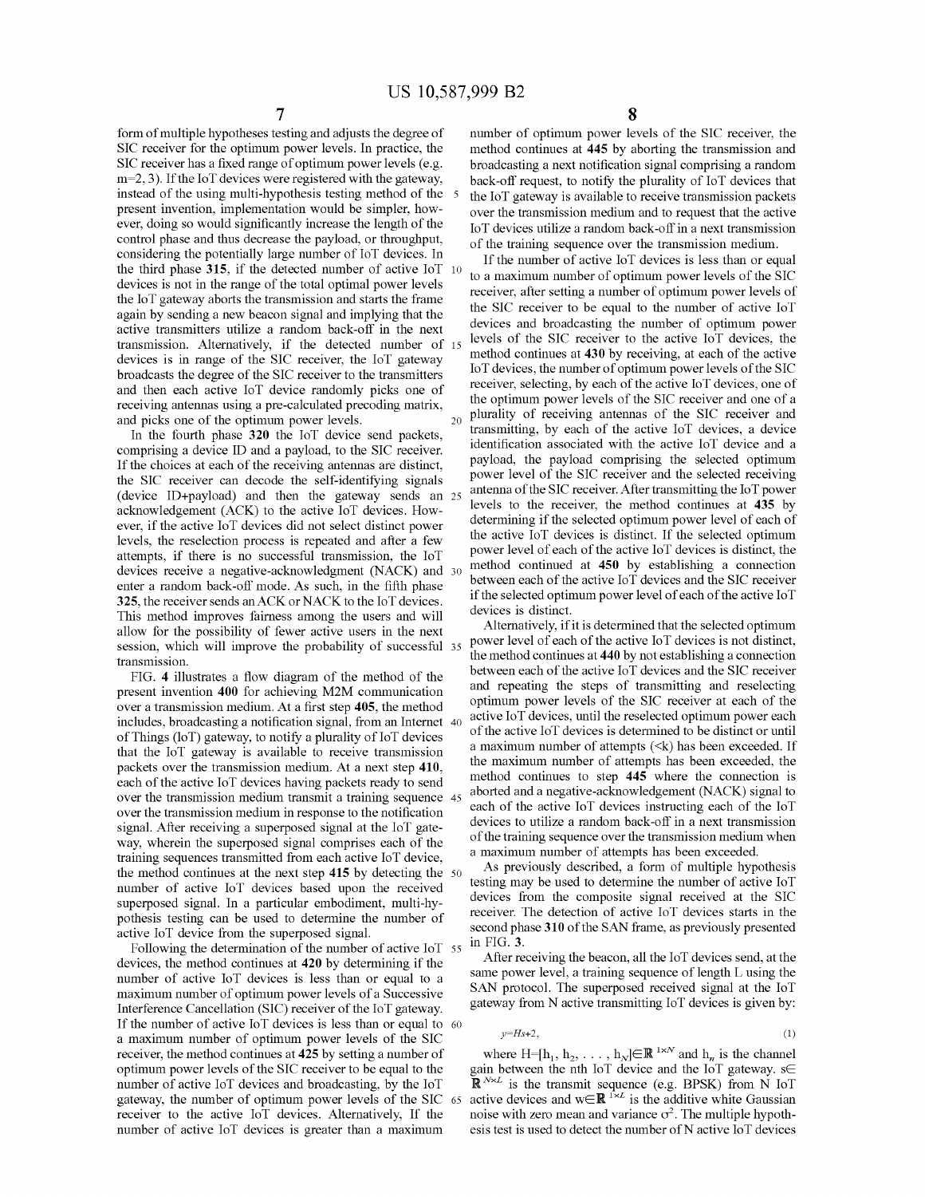form of multiple hypotheses testing and adjusts the degree of SIC receiver for the optimum power levels. In practice, the SIC receiver has a fixed range of optimum power levels (e.g. m=2, 3). If the IoT devices were registered with the gateway, instead of the using multi-hypothesis testing method of the present invention, implementation would be simpler, however, doing so would significantly increase the length of the control phase and thus decrease the payload, or throughput, considering the potentially large number of IoT devices. In the third phase **315**, if the detected number of active IoT devices is not in the range of the total optimal power levels the IoT gateway aborts the transmission and starts the frame again by sending a new beacon signal and implying that the active transmitters utilize a random back-off in the next transmission. Alternatively, if the detected number of devices is in range of the SIC receiver, the IoT gateway broadcasts the degree of the SIC receiver to the transmitters and then each active IoT device randomly picks one of receiving antennas using a pre-calculated precoding matrix, and picks one of the optimum power levels.

In the fourth phase **320** the IoT device send packets, comprising a device ID and a payload, to the SIC receiver. If the choices at each of the receiving antennas are distinct, the SIC receiver can decode the self-identifying signals (device ID+payload) and then the gateway sends an acknowledgement (ACK) to the active IoT devices. However, if the active IoT devices did not select distinct power levels, the reselection process is repeated and after a few attempts, if there is no successful transmission, the IoT devices receive a negative-acknowledgment (NACK) and enter a random back-off mode. As such, in the fifth phase **325**, the receiver sends an ACK or NACK to the IoT devices. This method improves fairness among the users and will allow for the possibility of fewer active users in the next session, which will improve the probability of successful transmission.

FIG. **4** illustrates a flow diagram of the method of the present invention **400** for achieving M2M communication over a transmission medium. At a first step **405**, the method includes, broadcasting a notification signal, from an Internet of Things (IoT) gateway, to notify a plurality of IoT devices that the IoT gateway is available to receive transmission packets over the transmission medium. At a next step **410**, each of the active IoT devices having packets ready to send over the transmission medium transmit a training sequence over the transmission medium in response to the notification signal. After receiving a superposed signal at the IoT gateway, wherein the superposed signal comprises each of the training sequences transmitted from each active IoT device, the method continues at the next step **415** by detecting the number of active IoT devices based upon the received superposed signal. In a particular embodiment, multi-hypothesis testing can be used to determine the number of active IoT device from the superposed signal.

Following the determination of the number of active IoT devices, the method continues at **420** by determining if the number of active IoT devices is less than or equal to a maximum number of optimum power levels of a Successive Interference Cancellation (SIC) receiver of the IoT gateway. If the number of active IoT devices is less than or equal to a maximum number of optimum power levels of the SIC receiver, the method continues at **425** by setting a number of optimum power levels of the SIC receiver to be equal to the number of active IoT devices and broadcasting, by the IoT gateway, the number of optimum power levels of the SIC receiver to the active IoT devices. Alternatively, If the number of active IoT devices is greater than a maximum number of optimum power levels of the SIC receiver, the method continues at **445** by aborting the transmission and broadcasting a next notification signal comprising a random back-off request, to notify the plurality of IoT devices that the IoT gateway is available to receive transmission packets over the transmission medium and to request that the active IoT devices utilize a random back-off in a next transmission of the training sequence over the transmission medium.

If the number of active IoT devices is less than or equal to a maximum number of optimum power levels of the SIC receiver, after setting a number of optimum power levels of the SIC receiver to be equal to the number of active IoT devices and broadcasting the number of optimum power levels of the SIC receiver to the active IoT devices, the method continues at **430** by receiving, at each of the active IoT devices, the number of optimum power levels of the SIC receiver, selecting, by each of the active IoT devices, one of the optimum power levels of the SIC receiver and one of a plurality of receiving antennas of the SIC receiver and transmitting, by each of the active IoT devices, a device identification associated with the active IoT device and a payload, the payload comprising the selected optimum power level of the SIC receiver and the selected receiving antenna of the SIC receiver. After transmitting the IoT power levels to the receiver, the method continues at **435** by determining if the selected optimum power level of each of the active IoT devices is distinct. If the selected optimum power level of each of the active IoT devices is distinct, the method continued at **450** by establishing a connection between each of the active IoT devices and the SIC receiver if the selected optimum power level of each of the active IoT devices is distinct.

Alternatively, if it is determined that the selected optimum power level of each of the active IoT devices is not distinct, the method continues at **440** by not establishing a connection between each of the active IoT devices and the SIC receiver and repeating the steps of transmitting and reselecting optimum power levels of the SIC receiver at each of the active IoT devices, until the reselected optimum power each of the active IoT devices is determined to be distinct or until a maximum number of attempts (<k) has been exceeded. If the maximum number of attempts has been exceeded, the method continues to step **445** where the connection is aborted and a negative-acknowledgement (NACK) signal to each of the active IoT devices instructing each of the IoT devices to utilize a random back-off in a next transmission of the training sequence over the transmission medium when a maximum number of attempts has been exceeded.

As previously described, a form of multiple hypothesis testing may be used to determine the number of active IoT devices from the composite signal received at the SIC receiver. The detection of active IoT devices starts in the second phase **310** of the SAN frame, as previously presented in FIG. **3**.

After receiving the beacon, all the IoT devices send, at the same power level, a training sequence of length L using the SAN protocol. The superposed received signal at the IoT gateway from N active transmitting IoT devices is given by:

$$y=Hs+2, \tag{1}$$

where $H=[h_1, h_2, \ldots, h_N] \in \mathbb{R}^{1\times N}$ and $h_n$ is the channel gain between the nth IoT device and the IoT gateway. $s \in \mathbb{R}^{N\times L}$ is the transmit sequence (e.g. BPSK) from N IoT active devices and $w \in \mathbb{R}^{1\times L}$ is the additive white Gaussian noise with zero mean and variance $\sigma^2$. The multiple hypothesis test is used to detect the number of N active IoT devices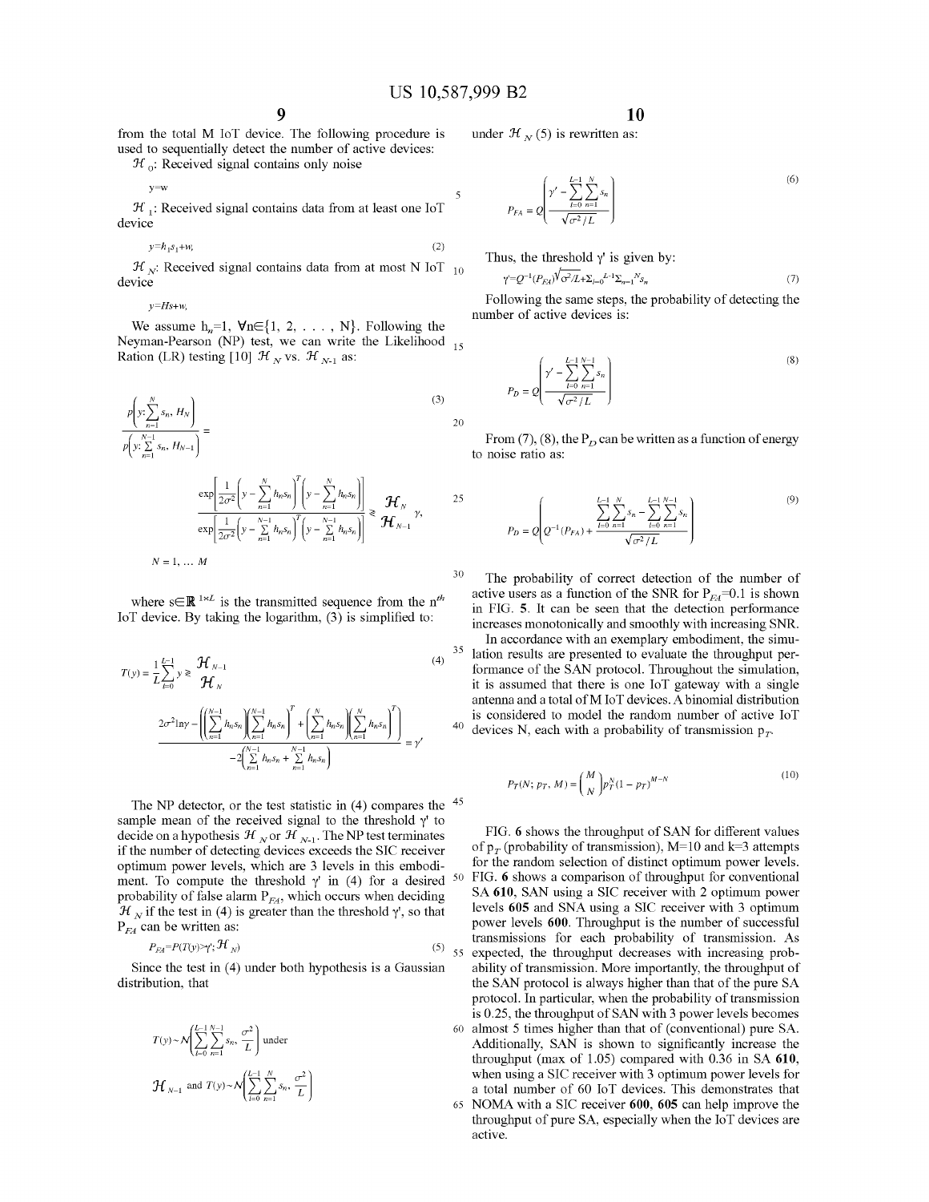from the total M IoT device. The following procedure is used to sequentially detect the number of active devices:

$\mathcal{H}_0$: Received signal contains only noise

$$y=w$$

$\mathcal{H}_1$: Received signal contains data from at least one IoT device

$$y=h_1 s_1+w, \tag{2}$$

$\mathcal{H}_N$: Received signal contains data from at most N IoT device

$$y=Hs+w,$$

We assume $h_n=1$, $\forall n \in \{1, 2, \ldots, N\}$. Following the Neyman-Pearson (NP) test, we can write the Likelihood Ration (LR) testing [10] $\mathcal{H}_N$ vs. $\mathcal{H}_{N-1}$ as:

$$\frac{p\left(y; \sum_{n=1}^{N} s_n, H_N\right)}{p\left(y; \sum_{n=1}^{N-1} s_n, H_{N-1}\right)} = \tag{3}$$

$$\frac{\exp\left[\frac{1}{2\sigma^2}\left(y-\sum_{n=1}^{N} h_n s_n\right)^T\left(y-\sum_{n=1}^{N} h_n s_n\right)\right]}{\exp\left[\frac{1}{2\sigma^2}\left(y-\sum_{n=1}^{N-1} h_n s_n\right)^T\left(y-\sum_{n=1}^{N-1} h_n s_n\right)\right]} \underset{\mathcal{H}_{N-1}}{\overset{\mathcal{H}_N}{\gtrless}} \gamma,$$

$$N=1, \ldots M$$

where $s \in \mathbb{R}^{1 \times L}$ is the transmitted sequence from the $n^{th}$ IoT device. By taking the logarithm, (3) is simplified to:

$$T(y)=\frac{1}{L}\sum_{l=0}^{L-1} y \underset{\mathcal{H}_N}{\overset{\mathcal{H}_{N-1}}{\gtrless}} \tag{4}$$

$$\frac{2\sigma^2 \ln\gamma-\left(\left(\sum_{n=1}^{N-1} h_n s_n\right)\left(\sum_{n=1}^{N-1} h_n s_n\right)^T+\left(\sum_{n=1}^{N} h_n s_n\right)\left(\sum_{n=1}^{N} h_n s_n\right)^T\right)}{-2\left(\sum_{n=1}^{N-1} h_n s_n+\sum_{n=1}^{N-1} h_n s_n\right)}=\gamma'$$

The NP detector, or the test statistic in (4) compares the sample mean of the received signal to the threshold $\gamma'$ to decide on a hypothesis $\mathcal{H}_N$ or $\mathcal{H}_{N-1}$. The NP test terminates if the number of detecting devices exceeds the SIC receiver optimum power levels, which are 3 levels in this embodiment. To compute the threshold $\gamma'$ in (4) for a desired probability of false alarm $P_{FA}$, which occurs when deciding $\mathcal{H}_N$ if the test in (4) is greater than the threshold $\gamma'$, so that $P_{FA}$ can be written as:

$$P_{FA}=P(T(y)>\gamma'; \mathcal{H}_N) \tag{5}$$

Since the test in (4) under both hypothesis is a Gaussian distribution, that

$$T(y) \sim \mathcal{N}\left(\sum_{l=0}^{L-1}\sum_{n=1}^{N-1} s_n, \frac{\sigma^2}{L}\right) \text{ under}$$

$$\mathcal{H}_{N-1} \text{ and } T(y) \sim \mathcal{N}\left(\sum_{l=0}^{L-1}\sum_{n=1}^{N} s_n, \frac{\sigma^2}{L}\right)$$

under $\mathcal{H}_N$ (5) is rewritten as:

$$P_{FA}=Q\left(\frac{\gamma'-\sum_{l=0}^{L-1}\sum_{n=1}^{N} s_n}{\sqrt{\sigma^2/L}}\right) \tag{6}$$

Thus, the threshold $\gamma'$ is given by:

$$\gamma'=Q^{-1}(P_{FA})\sqrt{\sigma^2/L}+\sum_{l=0}^{L-1}\sum_{n=1}^{N} s_n \tag{7}$$

Following the same steps, the probability of detecting the number of active devices is:

$$P_D=Q\left(\frac{\gamma'-\sum_{l=0}^{L-1}\sum_{n=1}^{N-1} s_n}{\sqrt{\sigma^2/L}}\right) \tag{8}$$

From (7), (8), the $P_D$ can be written as a function of energy to noise ratio as:

$$P_D=Q\left(Q^{-1}(P_{FA})+\frac{\sum_{l=0}^{L-1}\sum_{n=1}^{N} s_n-\sum_{l=0}^{L-1}\sum_{n=1}^{N-1} s_n}{\sqrt{\sigma^2/L}}\right) \tag{9}$$

The probability of correct detection of the number of active users as a function of the SNR for $P_{FA}=0.1$ is shown in FIG. 5. It can be seen that the detection performance increases monotonically and smoothly with increasing SNR.

In accordance with an exemplary embodiment, the simulation results are presented to evaluate the throughput performance of the SAN protocol. Throughout the simulation, it is assumed that there is one IoT gateway with a single antenna and a total of M IoT devices. A binomial distribution is considered to model the random number of active IoT devices N, each with a probability of transmission $p_T$.

$$P_T(N; p_T, M)=\binom{M}{N} p_T^N (1-p_T)^{M-N} \tag{10}$$

FIG. 6 shows the throughput of SAN for different values of $p_T$ (probability of transmission), M=10 and k=3 attempts for the random selection of distinct optimum power levels. FIG. 6 shows a comparison of throughput for conventional SA 610, SAN using a SIC receiver with 2 optimum power levels 605 and SNA using a SIC receiver with 3 optimum power levels 600. Throughput is the number of successful transmissions for each probability of transmission. As expected, the throughput decreases with increasing probability of transmission. More importantly, the throughput of the SAN protocol is always higher than that of the pure SA protocol. In particular, when the probability of transmission is 0.25, the throughput of SAN with 3 power levels becomes almost 5 times higher than that of (conventional) pure SA. Additionally, SAN is shown to significantly increase the throughput (max of 1.05) compared with 0.36 in SA 610, when using a SIC receiver with 3 optimum power levels for a total number of 60 IoT devices. This demonstrates that NOMA with a SIC receiver 600, 605 can help improve the throughput of pure SA, especially when the IoT devices are active.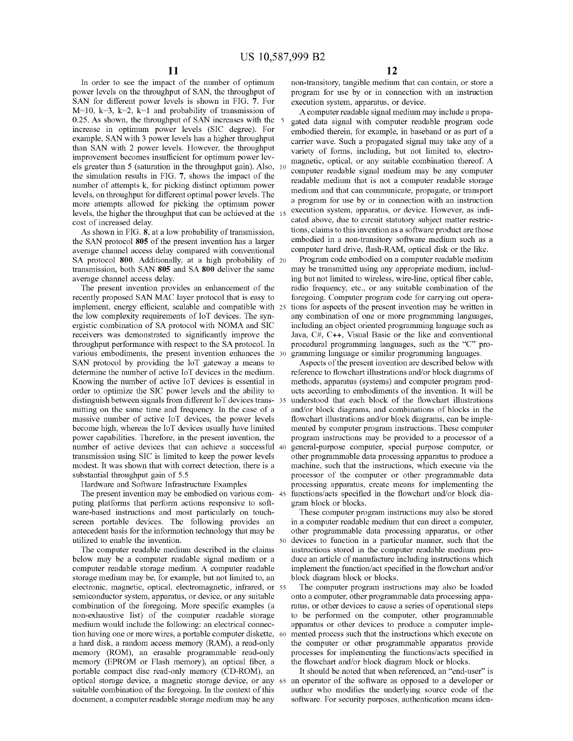In order to see the impact of the number of optimum power levels on the throughput of SAN, the throughput of SAN for different power levels is shown in FIG. **7**. For M=10, k=3, k=2, k=1 and probability of transmission of 0.25. As shown, the throughput of SAN increases with the increase in optimum power levels (SIC degree). For example, SAN with 3 power levels has a higher throughput than SAN with 2 power levels. However, the throughput improvement becomes insufficient for optimum power levels greater than 5 (saturation in the throughput gain). Also, the simulation results in FIG. **7**, shows the impact of the number of attempts k, for picking distinct optimum power levels, on throughput for different optimal power levels. The more attempts allowed for picking the optimum power levels, the higher the throughput that can be achieved at the cost of increased delay.

As shown in FIG. **8**, at a low probability of transmission, the SAN protocol **805** of the present invention has a larger average channel access delay compared with conventional SA protocol **800**. Additionally, at a high probability of transmission, both SAN **805** and SA **800** deliver the same average channel access delay.

The present invention provides an enhancement of the recently proposed SAN MAC layer protocol that is easy to implement, energy efficient, scalable and compatible with the low complexity requirements of IoT devices. The synergistic combination of SA protocol with NOMA and SIC receivers was demonstrated to significantly improve the throughput performance with respect to the SA protocol. In various embodiments, the present invention enhances the SAN protocol by providing the IoT gateway a means to determine the number of active IoT devices in the medium. Knowing the number of active IoT devices is essential in order to optimize the SIC power levels and the ability to distinguish between signals from different IoT devices transmitting on the same time and frequency. In the case of a massive number of active IoT devices, the power levels become high, whereas the IoT devices usually have limited power capabilities. Therefore, in the present invention, the number of active devices that can achieve a successful transmission using SIC is limited to keep the power levels modest. It was shown that with correct detection, there is a substantial throughput gain of 5.5

Hardware and Software Infrastructure Examples

The present invention may be embodied on various computing platforms that perform actions responsive to software-based instructions and most particularly on touch-screen portable devices. The following provides an antecedent basis for the information technology that may be utilized to enable the invention.

The computer readable medium described in the claims below may be a computer readable signal medium or a computer readable storage medium. A computer readable storage medium may be, for example, but not limited to, an electronic, magnetic, optical, electromagnetic, infrared, or semiconductor system, apparatus, or device, or any suitable combination of the foregoing. More specific examples (a non-exhaustive list) of the computer readable storage medium would include the following: an electrical connection having one or more wires, a portable computer diskette, a hard disk, a random access memory (RAM), a read-only memory (ROM), an erasable programmable read-only memory (EPROM or Flash memory), an optical fiber, a portable compact disc read-only memory (CD-ROM), an optical storage device, a magnetic storage device, or any suitable combination of the foregoing. In the context of this document, a computer readable storage medium may be any non-transitory, tangible medium that can contain, or store a program for use by or in connection with an instruction execution system, apparatus, or device.

A computer readable signal medium may include a propagated data signal with computer readable program code embodied therein, for example, in baseband or as part of a carrier wave. Such a propagated signal may take any of a variety of forms, including, but not limited to, electro-magnetic, optical, or any suitable combination thereof. A computer readable signal medium may be any computer readable medium that is not a computer readable storage medium and that can communicate, propagate, or transport a program for use by or in connection with an instruction execution system, apparatus, or device. However, as indicated above, due to circuit statutory subject matter restrictions, claims to this invention as a software product are those embodied in a non-transitory software medium such as a computer hard drive, flash-RAM, optical disk or the like.

Program code embodied on a computer readable medium may be transmitted using any appropriate medium, including but not limited to wireless, wire-line, optical fiber cable, radio frequency, etc., or any suitable combination of the foregoing. Computer program code for carrying out operations for aspects of the present invention may be written in any combination of one or more programming languages, including an object oriented programming language such as Java, C#, C++, Visual Basic or the like and conventional procedural programming languages, such as the "C" programming language or similar programming languages.

Aspects of the present invention are described below with reference to flowchart illustrations and/or block diagrams of methods, apparatus (systems) and computer program products according to embodiments of the invention. It will be understood that each block of the flowchart illustrations and/or block diagrams, and combinations of blocks in the flowchart illustrations and/or block diagrams, can be implemented by computer program instructions. These computer program instructions may be provided to a processor of a general-purpose computer, special purpose computer, or other programmable data processing apparatus to produce a machine, such that the instructions, which execute via the processor of the computer or other programmable data processing apparatus, create means for implementing the functions/acts specified in the flowchart and/or block diagram block or blocks.

These computer program instructions may also be stored in a computer readable medium that can direct a computer, other programmable data processing apparatus, or other devices to function in a particular manner, such that the instructions stored in the computer readable medium produce an article of manufacture including instructions which implement the function/act specified in the flowchart and/or block diagram block or blocks.

The computer program instructions may also be loaded onto a computer, other programmable data processing apparatus, or other devices to cause a series of operational steps to be performed on the computer, other programmable apparatus or other devices to produce a computer implemented process such that the instructions which execute on the computer or other programmable apparatus provide processes for implementing the functions/acts specified in the flowchart and/or block diagram block or blocks.

It should be noted that when referenced, an "end-user" is an operator of the software as opposed to a developer or author who modifies the underlying source code of the software. For security purposes, authentication means iden-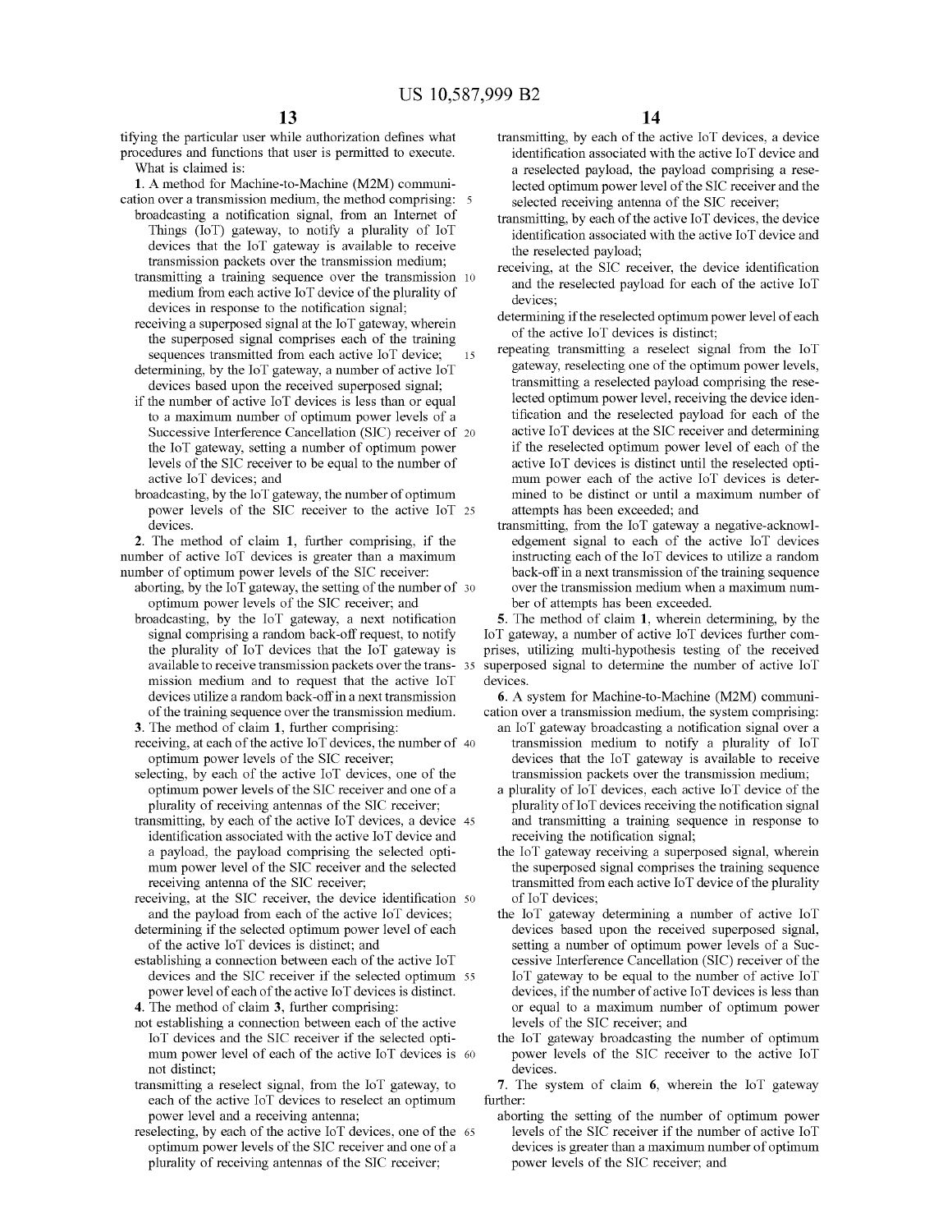tifying the particular user while authorization defines what procedures and functions that user is permitted to execute.

What is claimed is:

1. A method for Machine-to-Machine (M2M) communication over a transmission medium, the method comprising:

broadcasting a notification signal, from an Internet of Things (IoT) gateway, to notify a plurality of IoT devices that the IoT gateway is available to receive transmission packets over the transmission medium;

transmitting a training sequence over the transmission medium from each active IoT device of the plurality of devices in response to the notification signal;

receiving a superposed signal at the IoT gateway, wherein the superposed signal comprises each of the training sequences transmitted from each active IoT device;

determining, by the IoT gateway, a number of active IoT devices based upon the received superposed signal;

if the number of active IoT devices is less than or equal to a maximum number of optimum power levels of a Successive Interference Cancellation (SIC) receiver of the IoT gateway, setting a number of optimum power levels of the SIC receiver to be equal to the number of active IoT devices; and

broadcasting, by the IoT gateway, the number of optimum power levels of the SIC receiver to the active IoT devices.

2. The method of claim 1, further comprising, if the number of active IoT devices is greater than a maximum number of optimum power levels of the SIC receiver:

aborting, by the IoT gateway, the setting of the number of optimum power levels of the SIC receiver; and

broadcasting, by the IoT gateway, a next notification signal comprising a random back-off request, to notify the plurality of IoT devices that the IoT gateway is available to receive transmission packets over the transmission medium and to request that the active IoT devices utilize a random back-off in a next transmission of the training sequence over the transmission medium.

3. The method of claim 1, further comprising:

receiving, at each of the active IoT devices, the number of optimum power levels of the SIC receiver;

selecting, by each of the active IoT devices, one of the optimum power levels of the SIC receiver and one of a plurality of receiving antennas of the SIC receiver;

transmitting, by each of the active IoT devices, a device identification associated with the active IoT device and a payload, the payload comprising the selected optimum power level of the SIC receiver and the selected receiving antenna of the SIC receiver;

receiving, at the SIC receiver, the device identification and the payload from each of the active IoT devices;

determining if the selected optimum power level of each of the active IoT devices is distinct; and

establishing a connection between each of the active IoT devices and the SIC receiver if the selected optimum power level of each of the active IoT devices is distinct.

4. The method of claim 3, further comprising:

not establishing a connection between each of the active IoT devices and the SIC receiver if the selected optimum power level of each of the active IoT devices is not distinct;

transmitting a reselect signal, from the IoT gateway, to each of the active IoT devices to reselect an optimum power level and a receiving antenna;

reselecting, by each of the active IoT devices, one of the optimum power levels of the SIC receiver and one of a plurality of receiving antennas of the SIC receiver;

transmitting, by each of the active IoT devices, a device identification associated with the active IoT device and a reselected payload, the payload comprising a reselected optimum power level of the SIC receiver and the selected receiving antenna of the SIC receiver;

transmitting, by each of the active IoT devices, the device identification associated with the active IoT device and the reselected payload;

receiving, at the SIC receiver, the device identification and the reselected payload for each of the active IoT devices;

determining if the reselected optimum power level of each of the active IoT devices is distinct;

repeating transmitting a reselect signal from the IoT gateway, reselecting one of the optimum power levels, transmitting a reselected payload comprising the reselected optimum power level, receiving the device identification and the reselected payload for each of the active IoT devices at the SIC receiver and determining if the reselected optimum power level of each of the active IoT devices is distinct until the reselected optimum power each of the active IoT devices is determined to be distinct or until a maximum number of attempts has been exceeded; and

transmitting, from the IoT gateway a negative-acknowledgement signal to each of the active IoT devices instructing each of the IoT devices to utilize a random back-off in a next transmission of the training sequence over the transmission medium when a maximum number of attempts has been exceeded.

5. The method of claim 1, wherein determining, by the IoT gateway, a number of active IoT devices further comprises, utilizing multi-hypothesis testing of the received superposed signal to determine the number of active IoT devices.

6. A system for Machine-to-Machine (M2M) communication over a transmission medium, the system comprising:

an IoT gateway broadcasting a notification signal over a transmission medium to notify a plurality of IoT devices that the IoT gateway is available to receive transmission packets over the transmission medium;

a plurality of IoT devices, each active IoT device of the plurality of IoT devices receiving the notification signal and transmitting a training sequence in response to receiving the notification signal;

the IoT gateway receiving a superposed signal, wherein the superposed signal comprises the training sequence transmitted from each active IoT device of the plurality of IoT devices;

the IoT gateway determining a number of active IoT devices based upon the received superposed signal, setting a number of optimum power levels of a Successive Interference Cancellation (SIC) receiver of the IoT gateway to be equal to the number of active IoT devices, if the number of active IoT devices is less than or equal to a maximum number of optimum power levels of the SIC receiver; and

the IoT gateway broadcasting the number of optimum power levels of the SIC receiver to the active IoT devices.

7. The system of claim 6, wherein the IoT gateway further:

aborting the setting of the number of optimum power levels of the SIC receiver if the number of active IoT devices is greater than a maximum number of optimum power levels of the SIC receiver; and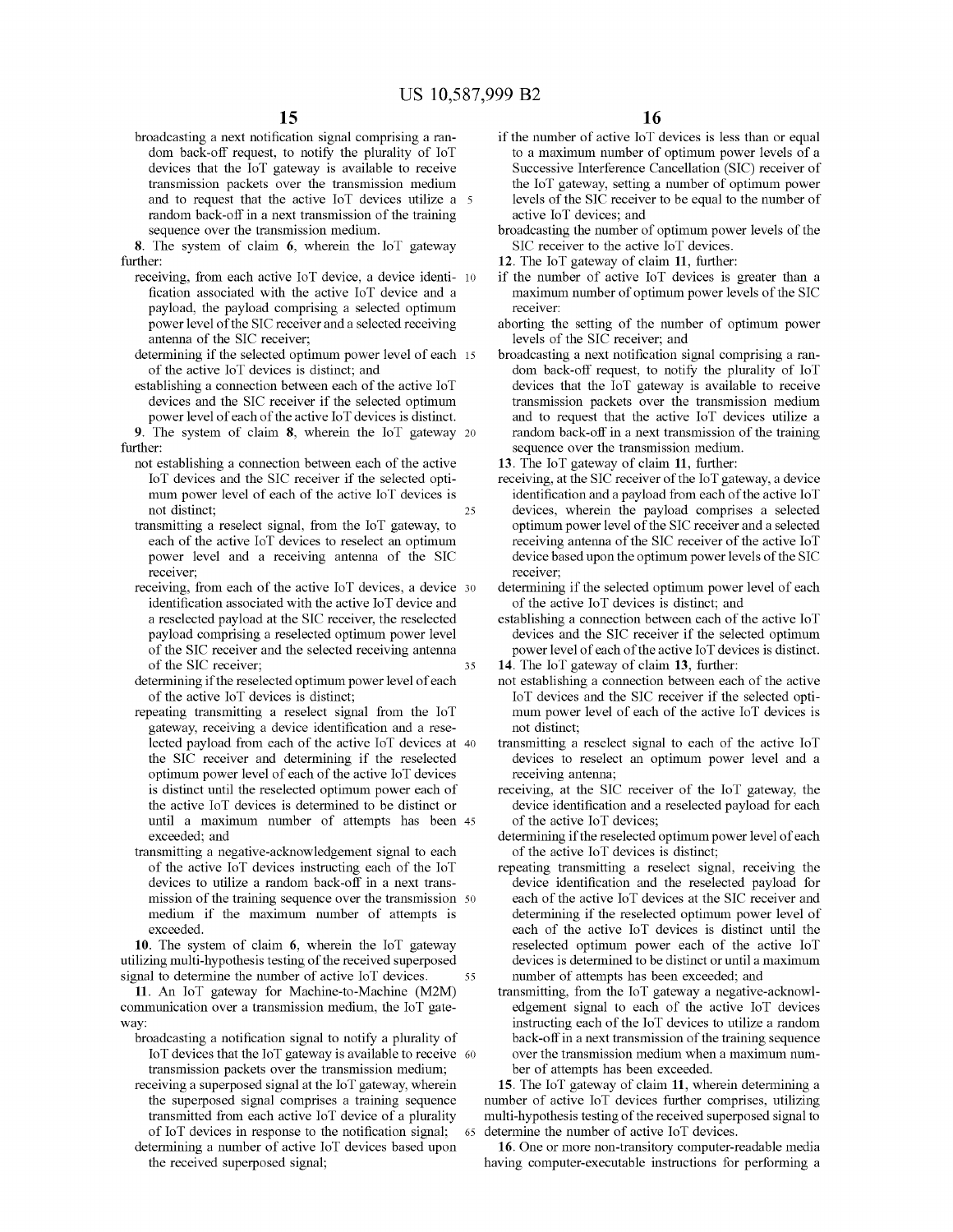broadcasting a next notification signal comprising a random back-off request, to notify the plurality of IoT devices that the IoT gateway is available to receive transmission packets over the transmission medium and to request that the active IoT devices utilize a random back-off in a next transmission of the training sequence over the transmission medium.

8. The system of claim 6, wherein the IoT gateway further:

receiving, from each active IoT device, a device identification associated with the active IoT device and a payload, the payload comprising a selected optimum power level of the SIC receiver and a selected receiving antenna of the SIC receiver;

determining if the selected optimum power level of each of the active IoT devices is distinct; and

establishing a connection between each of the active IoT devices and the SIC receiver if the selected optimum power level of each of the active IoT devices is distinct.

9. The system of claim 8, wherein the IoT gateway further:

not establishing a connection between each of the active IoT devices and the SIC receiver if the selected optimum power level of each of the active IoT devices is not distinct;

transmitting a reselect signal, from the IoT gateway, to each of the active IoT devices to reselect an optimum power level and a receiving antenna of the SIC receiver;

receiving, from each of the active IoT devices, a device identification associated with the active IoT device and a reselected payload at the SIC receiver, the reselected payload comprising a reselected optimum power level of the SIC receiver and the selected receiving antenna of the SIC receiver;

determining if the reselected optimum power level of each of the active IoT devices is distinct;

repeating transmitting a reselect signal from the IoT gateway, receiving a device identification and a reselected payload from each of the active IoT devices at the SIC receiver and determining if the reselected optimum power level of each of the active IoT devices is distinct until the reselected optimum power each of the active IoT devices is determined to be distinct or until a maximum number of attempts has been exceeded; and

transmitting a negative-acknowledgement signal to each of the active IoT devices instructing each of the IoT devices to utilize a random back-off in a next transmission of the training sequence over the transmission medium if the maximum number of attempts is exceeded.

10. The system of claim 6, wherein the IoT gateway utilizing multi-hypothesis testing of the received superposed signal to determine the number of active IoT devices.

11. An IoT gateway for Machine-to-Machine (M2M) communication over a transmission medium, the IoT gateway:

broadcasting a notification signal to notify a plurality of IoT devices that the IoT gateway is available to receive transmission packets over the transmission medium;

receiving a superposed signal at the IoT gateway, wherein the superposed signal comprises a training sequence transmitted from each active IoT device of a plurality of IoT devices in response to the notification signal;

determining a number of active IoT devices based upon the received superposed signal;

if the number of active IoT devices is less than or equal to a maximum number of optimum power levels of a Successive Interference Cancellation (SIC) receiver of the IoT gateway, setting a number of optimum power levels of the SIC receiver to be equal to the number of active IoT devices; and

broadcasting the number of optimum power levels of the SIC receiver to the active IoT devices.

12. The IoT gateway of claim 11, further:

if the number of active IoT devices is greater than a maximum number of optimum power levels of the SIC receiver:

aborting the setting of the number of optimum power levels of the SIC receiver; and

broadcasting a next notification signal comprising a random back-off request, to notify the plurality of IoT devices that the IoT gateway is available to receive transmission packets over the transmission medium and to request that the active IoT devices utilize a random back-off in a next transmission of the training sequence over the transmission medium.

13. The IoT gateway of claim 11, further:

receiving, at the SIC receiver of the IoT gateway, a device identification and a payload from each of the active IoT devices, wherein the payload comprises a selected optimum power level of the SIC receiver and a selected receiving antenna of the SIC receiver of the active IoT device based upon the optimum power levels of the SIC receiver;

determining if the selected optimum power level of each of the active IoT devices is distinct; and

establishing a connection between each of the active IoT devices and the SIC receiver if the selected optimum power level of each of the active IoT devices is distinct.

14. The IoT gateway of claim 13, further:

not establishing a connection between each of the active IoT devices and the SIC receiver if the selected optimum power level of each of the active IoT devices is not distinct;

transmitting a reselect signal to each of the active IoT devices to reselect an optimum power level and a receiving antenna;

receiving, at the SIC receiver of the IoT gateway, the device identification and a reselected payload for each of the active IoT devices;

determining if the reselected optimum power level of each of the active IoT devices is distinct;

repeating transmitting a reselect signal, receiving the device identification and the reselected payload for each of the active IoT devices at the SIC receiver and determining if the reselected optimum power level of each of the active IoT devices is distinct until the reselected optimum power each of the active IoT devices is determined to be distinct or until a maximum number of attempts has been exceeded; and

transmitting, from the IoT gateway a negative-acknowledgement signal to each of the active IoT devices instructing each of the IoT devices to utilize a random back-off in a next transmission of the training sequence over the transmission medium when a maximum number of attempts has been exceeded.

15. The IoT gateway of claim 11, wherein determining a number of active IoT devices further comprises, utilizing multi-hypothesis testing of the received superposed signal to determine the number of active IoT devices.

16. One or more non-transitory computer-readable media having computer-executable instructions for performing a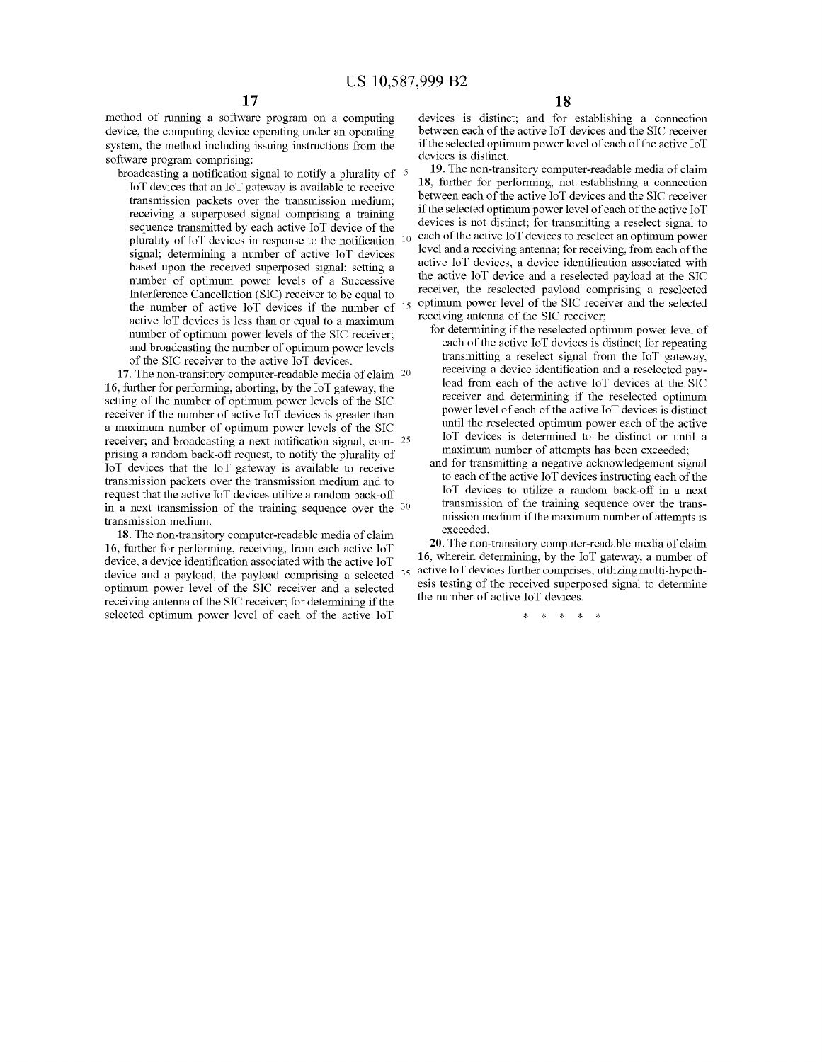method of running a software program on a computing device, the computing device operating under an operating system, the method including issuing instructions from the software program comprising:

broadcasting a notification signal to notify a plurality of IoT devices that an IoT gateway is available to receive transmission packets over the transmission medium; receiving a superposed signal comprising a training sequence transmitted by each active IoT device of the plurality of IoT devices in response to the notification signal; determining a number of active IoT devices based upon the received superposed signal; setting a number of optimum power levels of a Successive Interference Cancellation (SIC) receiver to be equal to the number of active IoT devices if the number of active IoT devices is less than or equal to a maximum number of optimum power levels of the SIC receiver; and broadcasting the number of optimum power levels of the SIC receiver to the active IoT devices.

**17**. The non-transitory computer-readable media of claim **16**, further for performing, aborting, by the IoT gateway, the setting of the number of optimum power levels of the SIC receiver if the number of active IoT devices is greater than a maximum number of optimum power levels of the SIC receiver; and broadcasting a next notification signal, comprising a random back-off request, to notify the plurality of IoT devices that the IoT gateway is available to receive transmission packets over the transmission medium and to request that the active IoT devices utilize a random back-off in a next transmission of the training sequence over the transmission medium.

**18**. The non-transitory computer-readable media of claim **16**, further for performing, receiving, from each active IoT device, a device identification associated with the active IoT device and a payload, the payload comprising a selected optimum power level of the SIC receiver and a selected receiving antenna of the SIC receiver; for determining if the selected optimum power level of each of the active IoT devices is distinct; and for establishing a connection between each of the active IoT devices and the SIC receiver if the selected optimum power level of each of the active IoT devices is distinct.

**19**. The non-transitory computer-readable media of claim **18**, further for performing, not establishing a connection between each of the active IoT devices and the SIC receiver if the selected optimum power level of each of the active IoT devices is not distinct; for transmitting a reselect signal to each of the active IoT devices to reselect an optimum power level and a receiving antenna; for receiving, from each of the active IoT devices, a device identification associated with the active IoT device and a reselected payload at the SIC receiver, the reselected payload comprising a reselected optimum power level of the SIC receiver and the selected receiving antenna of the SIC receiver;

for determining if the reselected optimum power level of each of the active IoT devices is distinct; for repeating transmitting a reselect signal from the IoT gateway, receiving a device identification and a reselected payload from each of the active IoT devices at the SIC receiver and determining if the reselected optimum power level of each of the active IoT devices is distinct until the reselected optimum power each of the active IoT devices is determined to be distinct or until a maximum number of attempts has been exceeded;

and for transmitting a negative-acknowledgement signal to each of the active IoT devices instructing each of the IoT devices to utilize a random back-off in a next transmission of the training sequence over the transmission medium if the maximum number of attempts is exceeded.

**20**. The non-transitory computer-readable media of claim **16**, wherein determining, by the IoT gateway, a number of active IoT devices further comprises, utilizing multi-hypothesis testing of the received superposed signal to determine the number of active IoT devices.

* * * * *